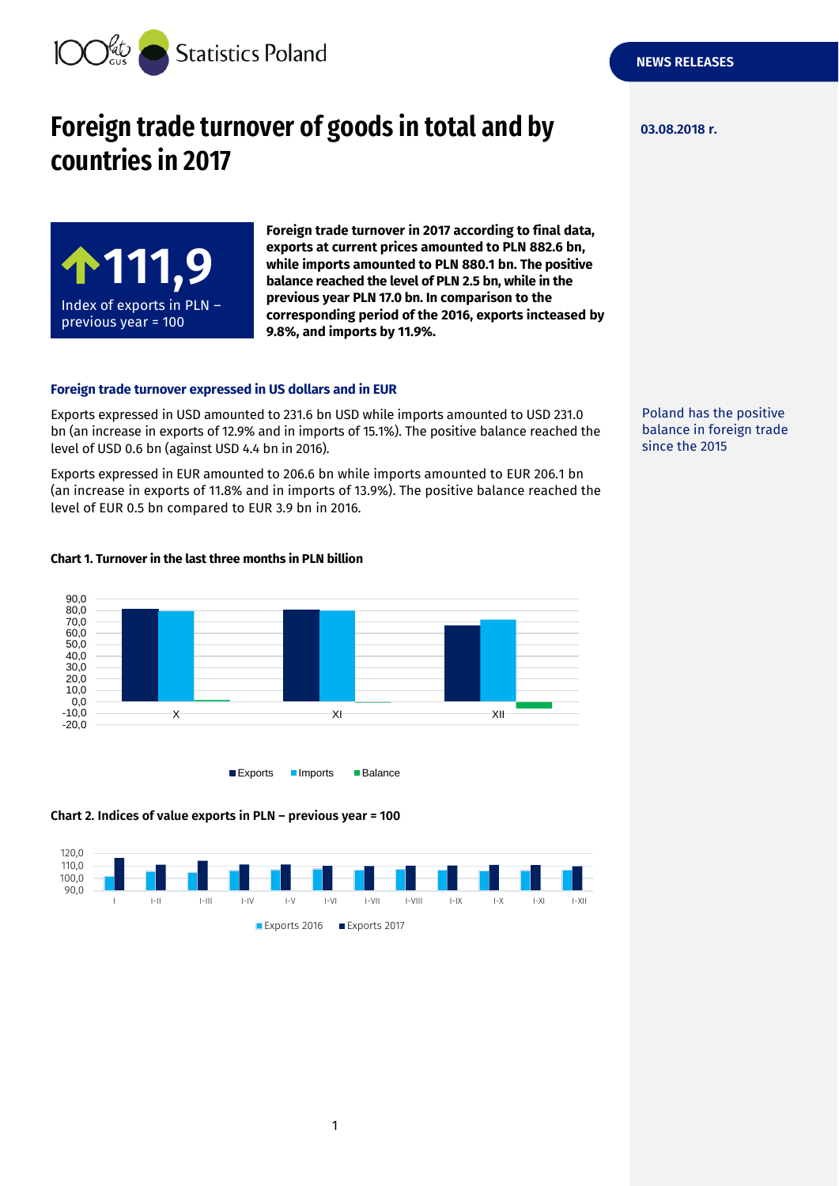Statistics Poland

**NEWS RELEASES**

**03.08.2018 r.**

# Foreign trade turnover of goods in total and by countries in 2017

**↑111,9**

Index of exports in PLN – previous year = 100

**Foreign trade turnover in 2017 according to final data, exports at current prices amounted to PLN 882.6 bn, while imports amounted to PLN 880.1 bn. The positive balance reached the level of PLN 2.5 bn, while in the previous year PLN 17.0 bn. In comparison to the corresponding period of the 2016, exports incteased by 9.8%, and imports by 11.9%.**

### Foreign trade turnover expressed in US dollars and in EUR

Poland has the positive balance in foreign trade since the 2015

Exports expressed in USD amounted to 231.6 bn USD while imports amounted to USD 231.0 bn (an increase in exports of 12.9% and in imports of 15.1%). The positive balance reached the level of USD 0.6 bn (against USD 4.4 bn in 2016).

Exports expressed in EUR amounted to 206.6 bn while imports amounted to EUR 206.1 bn (an increase in exports of 11.8% and in imports of 13.9%). The positive balance reached the level of EUR 0.5 bn compared to EUR 3.9 bn in 2016.

**Chart 1. Turnover in the last three months in PLN billion**

**Chart 2. Indices of value exports in PLN – previous year = 100**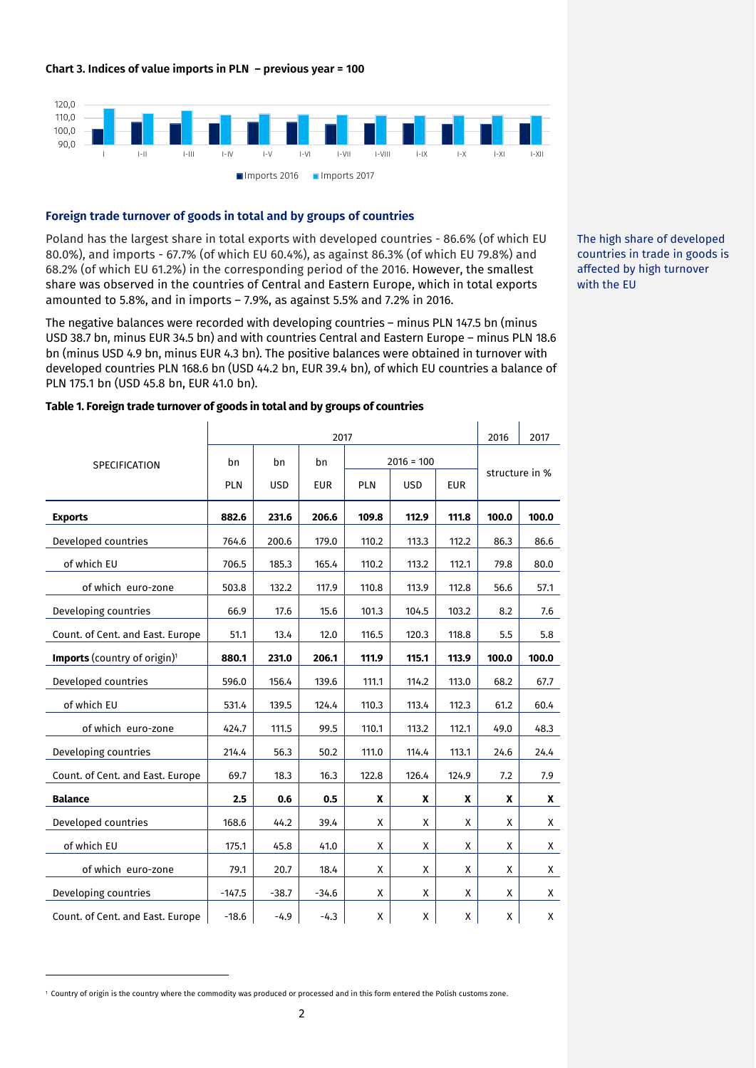**Chart 3. Indices of value imports in PLN – previous year = 100**

**Foreign trade turnover of goods in total and by groups of countries**

Poland has the largest share in total exports with developed countries - 86.6% (of which EU 80.0%), and imports - 67.7% (of which EU 60.4%), as against 86.3% (of which EU 79.8%) and 68.2% (of which EU 61.2%) in the corresponding period of the 2016. However, the smallest share was observed in the countries of Central and Eastern Europe, which in total exports amounted to 5.8%, and in imports – 7.9%, as against 5.5% and 7.2% in 2016.

The high share of developed countries in trade in goods is affected by high turnover with the EU

The negative balances were recorded with developing countries – minus PLN 147.5 bn (minus USD 38.7 bn, minus EUR 34.5 bn) and with countries Central and Eastern Europe – minus PLN 18.6 bn (minus USD 4.9 bn, minus EUR 4.3 bn). The positive balances were obtained in turnover with developed countries PLN 168.6 bn (USD 44.2 bn, EUR 39.4 bn), of which EU countries a balance of PLN 175.1 bn (USD 45.8 bn, EUR 41.0 bn).

**Table 1. Foreign trade turnover of goods in total and by groups of countries**

| SPECIFICATION | 2017 | | | | | | 2016 | 2017 |
|---|---|---|---|---|---|---|---|---|
| | bn PLN | bn USD | bn EUR | 2016 = 100 PLN | USD | EUR | structure in % | |
| **Exports** | **882.6** | **231.6** | **206.6** | **109.8** | **112.9** | **111.8** | **100.0** | **100.0** |
| Developed countries | 764.6 | 200.6 | 179.0 | 110.2 | 113.3 | 112.2 | 86.3 | 86.6 |
| of which EU | 706.5 | 185.3 | 165.4 | 110.2 | 113.2 | 112.1 | 79.8 | 80.0 |
| of which euro-zone | 503.8 | 132.2 | 117.9 | 110.8 | 113.9 | 112.8 | 56.6 | 57.1 |
| Developing countries | 66.9 | 17.6 | 15.6 | 101.3 | 104.5 | 103.2 | 8.2 | 7.6 |
| Count. of Cent. and East. Europe | 51.1 | 13.4 | 12.0 | 116.5 | 120.3 | 118.8 | 5.5 | 5.8 |
| **Imports** (country of origin)[1] | **880.1** | **231.0** | **206.1** | **111.9** | **115.1** | **113.9** | **100.0** | **100.0** |
| Developed countries | 596.0 | 156.4 | 139.6 | 111.1 | 114.2 | 113.0 | 68.2 | 67.7 |
| of which EU | 531.4 | 139.5 | 124.4 | 110.3 | 113.4 | 112.3 | 61.2 | 60.4 |
| of which euro-zone | 424.7 | 111.5 | 99.5 | 110.1 | 113.2 | 112.1 | 49.0 | 48.3 |
| Developing countries | 214.4 | 56.3 | 50.2 | 111.0 | 114.4 | 113.1 | 24.6 | 24.4 |
| Count. of Cent. and East. Europe | 69.7 | 18.3 | 16.3 | 122.8 | 126.4 | 124.9 | 7.2 | 7.9 |
| **Balance** | **2.5** | **0.6** | **0.5** | **x** | **x** | **x** | **x** | **x** |
| Developed countries | 168.6 | 44.2 | 39.4 | x | x | x | x | x |
| of which EU | 175.1 | 45.8 | 41.0 | x | x | x | x | x |
| of which euro-zone | 79.1 | 20.7 | 18.4 | x | x | x | x | x |
| Developing countries | -147.5 | -38.7 | -34.6 | x | x | x | x | x |
| Count. of Cent. and East. Europe | -18.6 | -4.9 | -4.3 | x | x | x | x | x |

[1] Country of origin is the country where the commodity was produced or processed and in this form entered the Polish customs zone.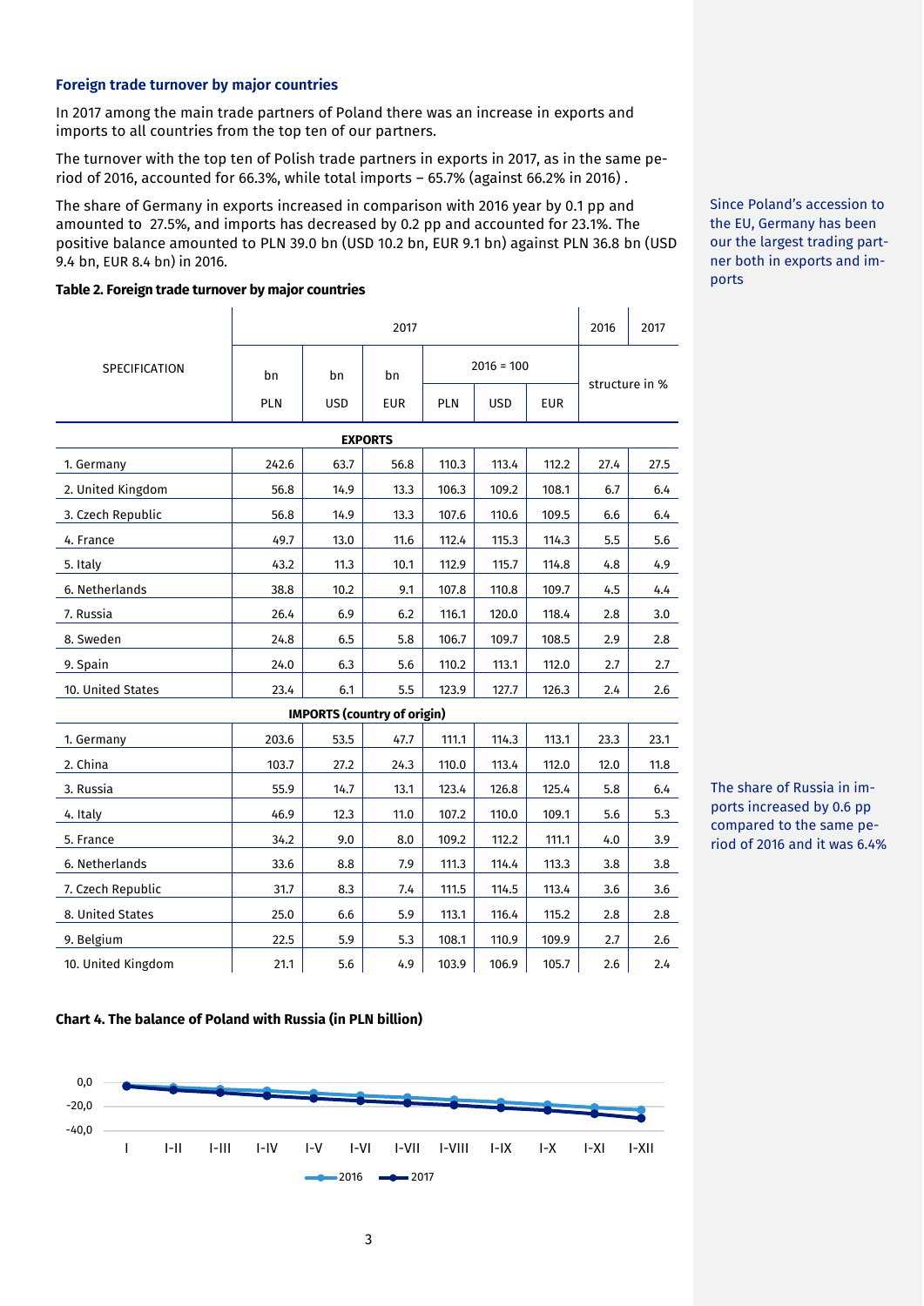### Foreign trade turnover by major countries

In 2017 among the main trade partners of Poland there was an increase in exports and imports to all countries from the top ten of our partners.

The turnover with the top ten of Polish trade partners in exports in 2017, as in the same period of 2016, accounted for 66.3%, while total imports – 65.7% (against 66.2% in 2016) .

The share of Germany in exports increased in comparison with 2016 year by 0.1 pp and amounted to 27.5%, and imports has decreased by 0.2 pp and accounted for 23.1%. The positive balance amounted to PLN 39.0 bn (USD 10.2 bn, EUR 9.1 bn) against PLN 36.8 bn (USD 9.4 bn, EUR 8.4 bn) in 2016.

Since Poland's accession to the EU, Germany has been our the largest trading partner both in exports and imports

**Table 2. Foreign trade turnover by major countries**

| SPECIFICATION | 2017 | | | | | | 2016 | 2017 |
|---|---|---|---|---|---|---|---|---|
| | bn PLN | bn USD | bn EUR | 2016 = 100 PLN | 2016 = 100 USD | 2016 = 100 EUR | structure in % | |
| **EXPORTS** | | | | | | | | |
| 1. Germany | 242.6 | 63.7 | 56.8 | 110.3 | 113.4 | 112.2 | 27.4 | 27.5 |
| 2. United Kingdom | 56.8 | 14.9 | 13.3 | 106.3 | 109.2 | 108.1 | 6.7 | 6.4 |
| 3. Czech Republic | 56.8 | 14.9 | 13.3 | 107.6 | 110.6 | 109.5 | 6.6 | 6.4 |
| 4. France | 49.7 | 13.0 | 11.6 | 112.4 | 115.3 | 114.3 | 5.5 | 5.6 |
| 5. Italy | 43.2 | 11.3 | 10.1 | 112.9 | 115.7 | 114.8 | 4.8 | 4.9 |
| 6. Netherlands | 38.8 | 10.2 | 9.1 | 107.8 | 110.8 | 109.7 | 4.5 | 4.4 |
| 7. Russia | 26.4 | 6.9 | 6.2 | 116.1 | 120.0 | 118.4 | 2.8 | 3.0 |
| 8. Sweden | 24.8 | 6.5 | 5.8 | 106.7 | 109.7 | 108.5 | 2.9 | 2.8 |
| 9. Spain | 24.0 | 6.3 | 5.6 | 110.2 | 113.1 | 112.0 | 2.7 | 2.7 |
| 10. United States | 23.4 | 6.1 | 5.5 | 123.9 | 127.7 | 126.3 | 2.4 | 2.6 |
| **IMPORTS (country of origin)** | | | | | | | | |
| 1. Germany | 203.6 | 53.5 | 47.7 | 111.1 | 114.3 | 113.1 | 23.3 | 23.1 |
| 2. China | 103.7 | 27.2 | 24.3 | 110.0 | 113.4 | 112.0 | 12.0 | 11.8 |
| 3. Russia | 55.9 | 14.7 | 13.1 | 123.4 | 126.8 | 125.4 | 5.8 | 6.4 |
| 4. Italy | 46.9 | 12.3 | 11.0 | 107.2 | 110.0 | 109.1 | 5.6 | 5.3 |
| 5. France | 34.2 | 9.0 | 8.0 | 109.2 | 112.2 | 111.1 | 4.0 | 3.9 |
| 6. Netherlands | 33.6 | 8.8 | 7.9 | 111.3 | 114.4 | 113.3 | 3.8 | 3.8 |
| 7. Czech Republic | 31.7 | 8.3 | 7.4 | 111.5 | 114.5 | 113.4 | 3.6 | 3.6 |
| 8. United States | 25.0 | 6.6 | 5.9 | 113.1 | 116.4 | 115.2 | 2.8 | 2.8 |
| 9. Belgium | 22.5 | 5.9 | 5.3 | 108.1 | 110.9 | 109.9 | 2.7 | 2.6 |
| 10. United Kingdom | 21.1 | 5.6 | 4.9 | 103.9 | 106.9 | 105.7 | 2.6 | 2.4 |

The share of Russia in imports increased by 0.6 pp compared to the same period of 2016 and it was 6.4%

**Chart 4. The balance of Poland with Russia (in PLN billion)**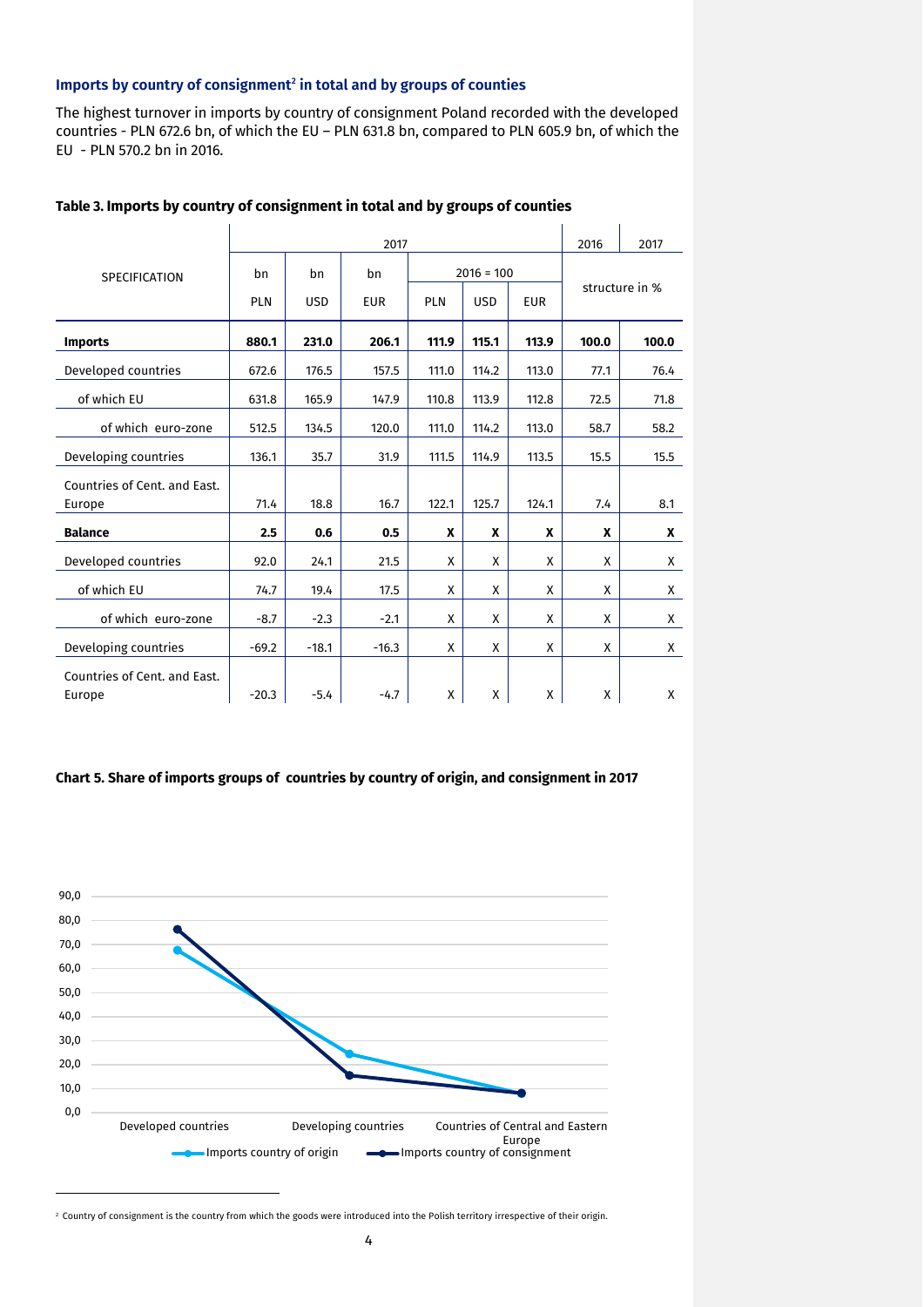### Imports by country of consignment[2] in total and by groups of counties

The highest turnover in imports by country of consignment Poland recorded with the developed countries - PLN 672.6 bn, of which the EU – PLN 631.8 bn, compared to PLN 605.9 bn, of which the EU - PLN 570.2 bn in 2016.

**Table 3. Imports by country of consignment in total and by groups of counties**

| SPECIFICATION | 2017 | | | | | | 2016 | 2017 |
|---|---|---|---|---|---|---|---|---|
| | bn PLN | bn USD | bn EUR | 2016 = 100 PLN | 2016 = 100 USD | 2016 = 100 EUR | structure in % | |
| **Imports** | **880.1** | **231.0** | **206.1** | **111.9** | **115.1** | **113.9** | **100.0** | **100.0** |
| Developed countries | 672.6 | 176.5 | 157.5 | 111.0 | 114.2 | 113.0 | 77.1 | 76.4 |
| of which EU | 631.8 | 165.9 | 147.9 | 110.8 | 113.9 | 112.8 | 72.5 | 71.8 |
| of which euro-zone | 512.5 | 134.5 | 120.0 | 111.0 | 114.2 | 113.0 | 58.7 | 58.2 |
| Developing countries | 136.1 | 35.7 | 31.9 | 111.5 | 114.9 | 113.5 | 15.5 | 15.5 |
| Countries of Cent. and East. Europe | 71.4 | 18.8 | 16.7 | 122.1 | 125.7 | 124.1 | 7.4 | 8.1 |
| **Balance** | **2.5** | **0.6** | **0.5** | **X** | **X** | **X** | **X** | **X** |
| Developed countries | 92.0 | 24.1 | 21.5 | X | X | X | X | X |
| of which EU | 74.7 | 19.4 | 17.5 | X | X | X | X | X |
| of which euro-zone | -8.7 | -2.3 | -2.1 | X | X | X | X | X |
| Developing countries | -69.2 | -18.1 | -16.3 | X | X | X | X | X |
| Countries of Cent. and East. Europe | -20.3 | -5.4 | -4.7 | X | X | X | X | X |

**Chart 5. Share of imports groups of countries by country of origin, and consignment in 2017**

[2] Country of consignment is the country from which the goods were introduced into the Polish territory irrespective of their origin.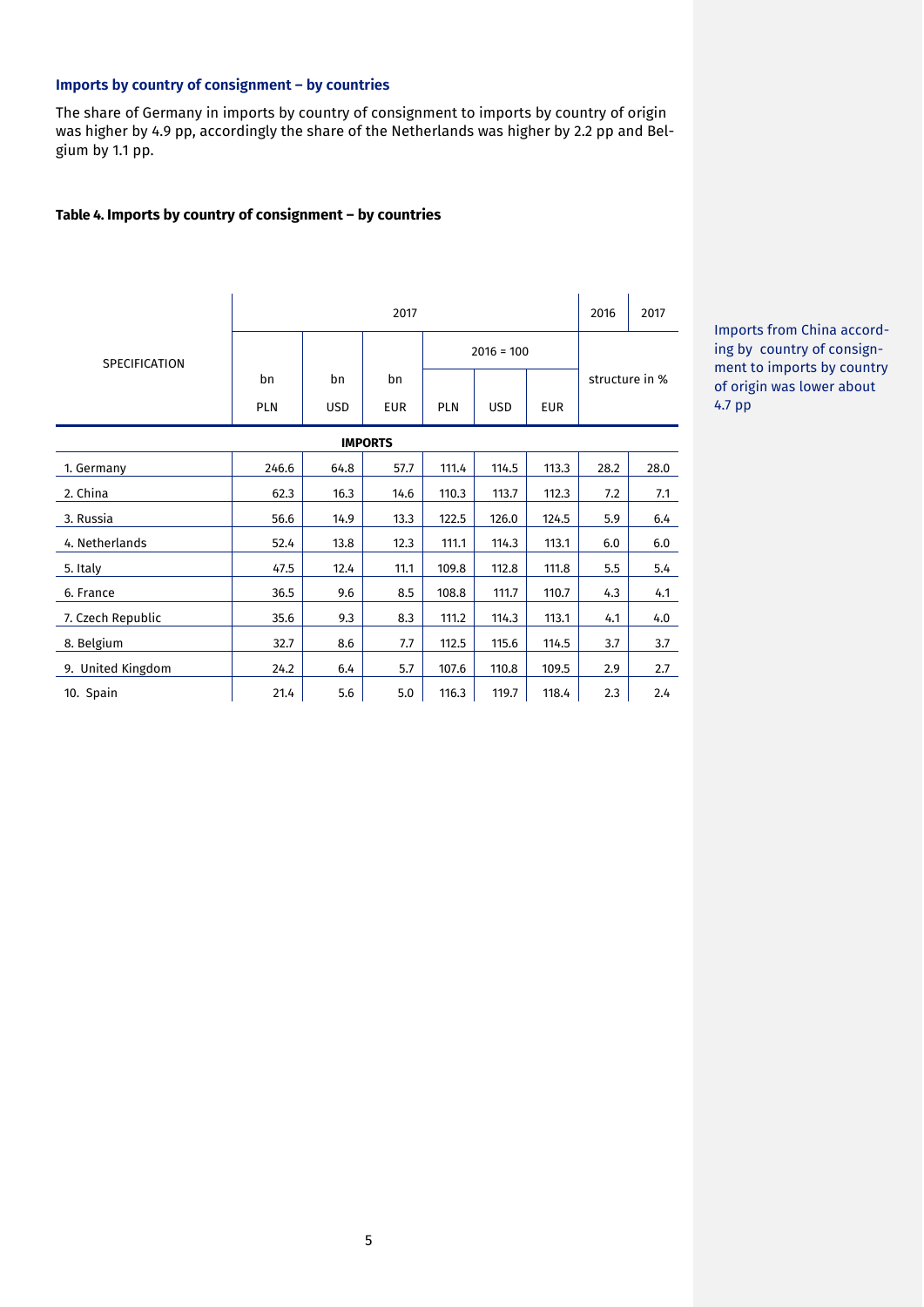### Imports by country of consignment – by countries

The share of Germany in imports by country of consignment to imports by country of origin was higher by 4.9 pp, accordingly the share of the Netherlands was higher by 2.2 pp and Belgium by 1.1 pp.

Imports from China according by country of consignment to imports by country of origin was lower about 4.7 pp

**Table 4. Imports by country of consignment – by countries**

| SPECIFICATION | 2017 | | | | | | 2016 | 2017 |
|---|---|---|---|---|---|---|---|---|
| | bn PLN | bn USD | bn EUR | 2016 = 100 | | | structure in % | |
| | | | | PLN | USD | EUR | | |
| **IMPORTS** | | | | | | | | |
| 1. Germany | 246.6 | 64.8 | 57.7 | 111.4 | 114.5 | 113.3 | 28.2 | 28.0 |
| 2. China | 62.3 | 16.3 | 14.6 | 110.3 | 113.7 | 112.3 | 7.2 | 7.1 |
| 3. Russia | 56.6 | 14.9 | 13.3 | 122.5 | 126.0 | 124.5 | 5.9 | 6.4 |
| 4. Netherlands | 52.4 | 13.8 | 12.3 | 111.1 | 114.3 | 113.1 | 6.0 | 6.0 |
| 5. Italy | 47.5 | 12.4 | 11.1 | 109.8 | 112.8 | 111.8 | 5.5 | 5.4 |
| 6. France | 36.5 | 9.6 | 8.5 | 108.8 | 111.7 | 110.7 | 4.3 | 4.1 |
| 7. Czech Republic | 35.6 | 9.3 | 8.3 | 111.2 | 114.3 | 113.1 | 4.1 | 4.0 |
| 8. Belgium | 32.7 | 8.6 | 7.7 | 112.5 | 115.6 | 114.5 | 3.7 | 3.7 |
| 9. United Kingdom | 24.2 | 6.4 | 5.7 | 107.6 | 110.8 | 109.5 | 2.9 | 2.7 |
| 10. Spain | 21.4 | 5.6 | 5.0 | 116.3 | 119.7 | 118.4 | 2.3 | 2.4 |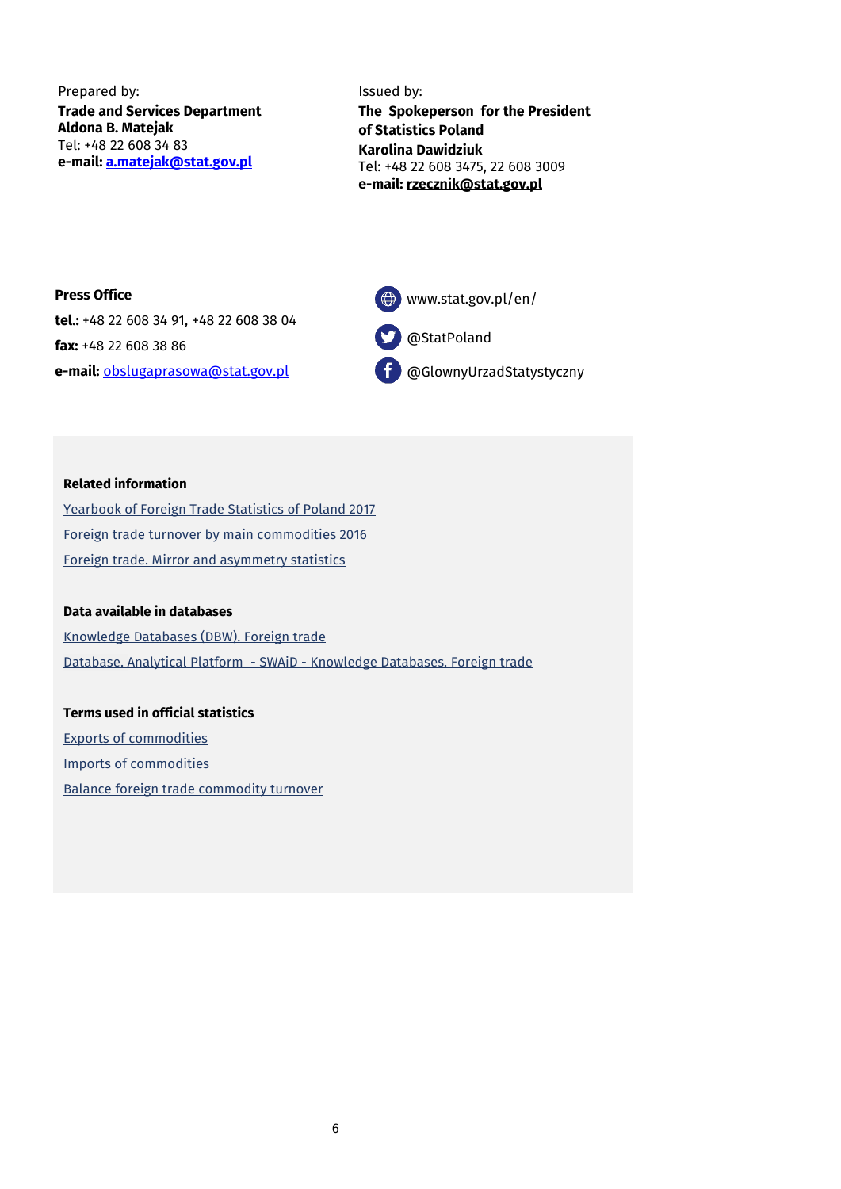Prepared by:
**Trade and Services Department**
**Aldona B. Matejak**
Tel: +48 22 608 34 83
**e-mail: a.matejak@stat.gov.pl**

Issued by:
**The Spokeperson for the President of Statistics Poland**
**Karolina Dawidziuk**
Tel: +48 22 608 3475, 22 608 3009
**e-mail: rzecznik@stat.gov.pl**

**Press Office**

**tel.:** +48 22 608 34 91, +48 22 608 38 04

**fax:** +48 22 608 38 86

**e-mail:** obslugaprasowa@stat.gov.pl

www.stat.gov.pl/en/

@StatPoland

@GlownyUrzadStatystyczny

**Related information**

Yearbook of Foreign Trade Statistics of Poland 2017

Foreign trade turnover by main commodities 2016

Foreign trade. Mirror and asymmetry statistics

**Data available in databases**

Knowledge Databases (DBW). Foreign trade

Database. Analytical Platform - SWAiD - Knowledge Databases. Foreign trade

**Terms used in official statistics**

Exports of commodities

Imports of commodities

Balance foreign trade commodity turnover